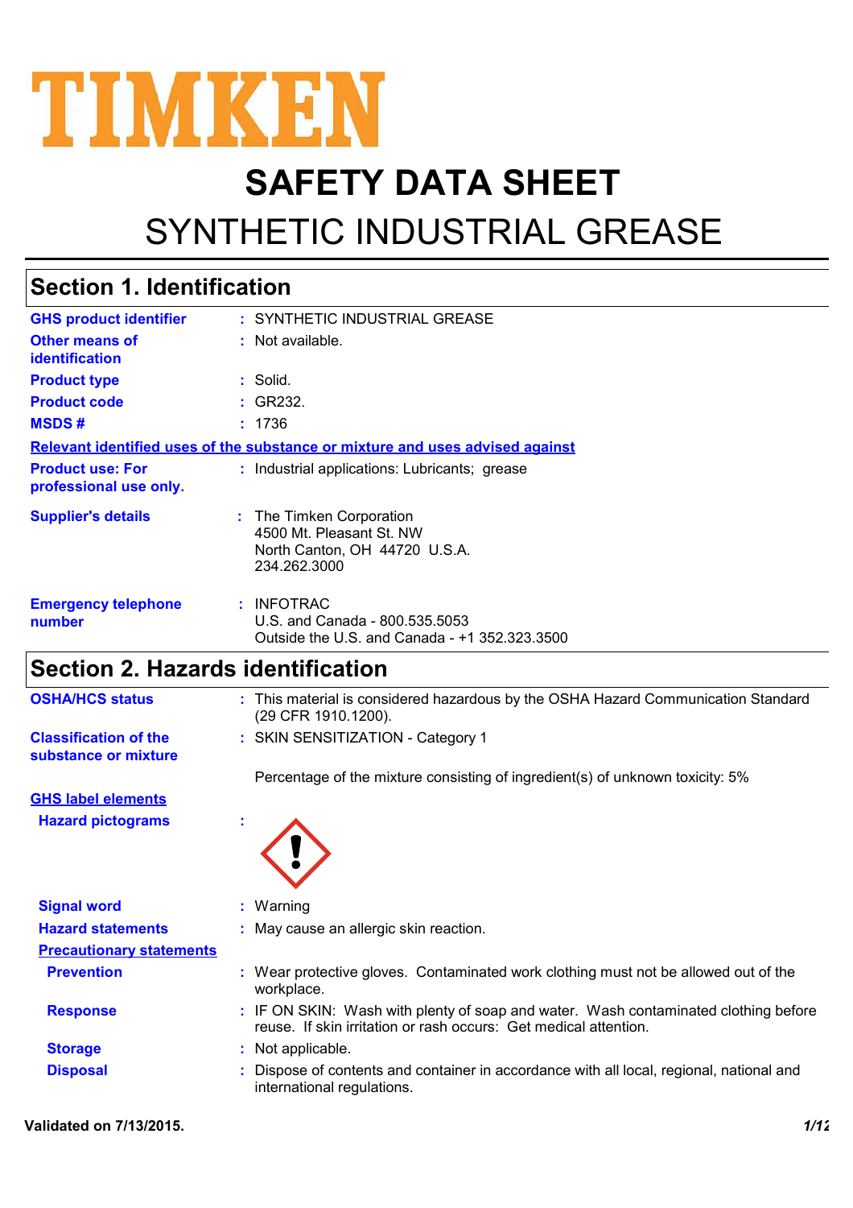# TIMKEN

# SAFETY DATA SHEET

## SYNTHETIC INDUSTRIAL GREASE

## Section 1. Identification

**GHS product identifier** : SYNTHETIC INDUSTRIAL GREASE

**Other means of identification** : Not available.

**Product type** : Solid.

**Product code** : GR232.

**MSDS #** : 1736

**Relevant identified uses of the substance or mixture and uses advised against**

**Product use: For professional use only.** : Industrial applications: Lubricants; grease

**Supplier's details** : The Timken Corporation
4500 Mt. Pleasant St. NW
North Canton, OH 44720 U.S.A.
234.262.3000

**Emergency telephone number** : INFOTRAC
U.S. and Canada - 800.535.5053
Outside the U.S. and Canada - +1 352.323.3500

## Section 2. Hazards identification

**OSHA/HCS status** : This material is considered hazardous by the OSHA Hazard Communication Standard (29 CFR 1910.1200).

**Classification of the substance or mixture** : SKIN SENSITIZATION - Category 1

Percentage of the mixture consisting of ingredient(s) of unknown toxicity: 5%

**GHS label elements**

**Hazard pictograms** :

**Signal word** : Warning

**Hazard statements** : May cause an allergic skin reaction.

**Precautionary statements**

**Prevention** : Wear protective gloves. Contaminated work clothing must not be allowed out of the workplace.

**Response** : IF ON SKIN: Wash with plenty of soap and water. Wash contaminated clothing before reuse. If skin irritation or rash occurs: Get medical attention.

**Storage** : Not applicable.

**Disposal** : Dispose of contents and container in accordance with all local, regional, national and international regulations.

Validated on 7/13/2015.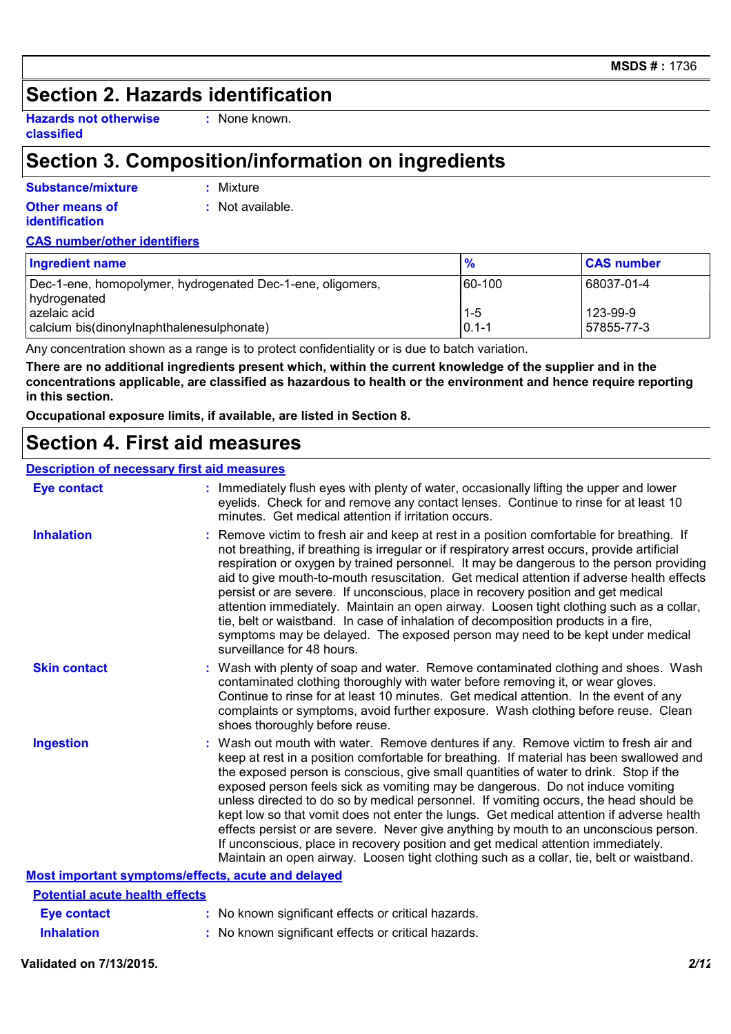## Section 2. Hazards identification

**Hazards not otherwise classified** : None known.

## Section 3. Composition/information on ingredients

**Substance/mixture** : Mixture

**Other means of identification** : Not available.

**CAS number/other identifiers**

| Ingredient name | % | CAS number |
|---|---|---|
| Dec-1-ene, homopolymer, hydrogenated Dec-1-ene, oligomers, hydrogenated | 60-100 | 68037-01-4 |
| azelaic acid | 1-5 | 123-99-9 |
| calcium bis(dinonylnaphthalenesulphonate) | 0.1-1 | 57855-77-3 |

Any concentration shown as a range is to protect confidentiality or is due to batch variation.

**There are no additional ingredients present which, within the current knowledge of the supplier and in the concentrations applicable, are classified as hazardous to health or the environment and hence require reporting in this section.**

**Occupational exposure limits, if available, are listed in Section 8.**

## Section 4. First aid measures

**Description of necessary first aid measures**

**Eye contact** : Immediately flush eyes with plenty of water, occasionally lifting the upper and lower eyelids. Check for and remove any contact lenses. Continue to rinse for at least 10 minutes. Get medical attention if irritation occurs.

**Inhalation** : Remove victim to fresh air and keep at rest in a position comfortable for breathing. If not breathing, if breathing is irregular or if respiratory arrest occurs, provide artificial respiration or oxygen by trained personnel. It may be dangerous to the person providing aid to give mouth-to-mouth resuscitation. Get medical attention if adverse health effects persist or are severe. If unconscious, place in recovery position and get medical attention immediately. Maintain an open airway. Loosen tight clothing such as a collar, tie, belt or waistband. In case of inhalation of decomposition products in a fire, symptoms may be delayed. The exposed person may need to be kept under medical surveillance for 48 hours.

**Skin contact** : Wash with plenty of soap and water. Remove contaminated clothing and shoes. Wash contaminated clothing thoroughly with water before removing it, or wear gloves. Continue to rinse for at least 10 minutes. Get medical attention. In the event of any complaints or symptoms, avoid further exposure. Wash clothing before reuse. Clean shoes thoroughly before reuse.

**Ingestion** : Wash out mouth with water. Remove dentures if any. Remove victim to fresh air and keep at rest in a position comfortable for breathing. If material has been swallowed and the exposed person is conscious, give small quantities of water to drink. Stop if the exposed person feels sick as vomiting may be dangerous. Do not induce vomiting unless directed to do so by medical personnel. If vomiting occurs, the head should be kept low so that vomit does not enter the lungs. Get medical attention if adverse health effects persist or are severe. Never give anything by mouth to an unconscious person. If unconscious, place in recovery position and get medical attention immediately. Maintain an open airway. Loosen tight clothing such as a collar, tie, belt or waistband.

**Most important symptoms/effects, acute and delayed**

**Potential acute health effects**

**Eye contact** : No known significant effects or critical hazards.

**Inhalation** : No known significant effects or critical hazards.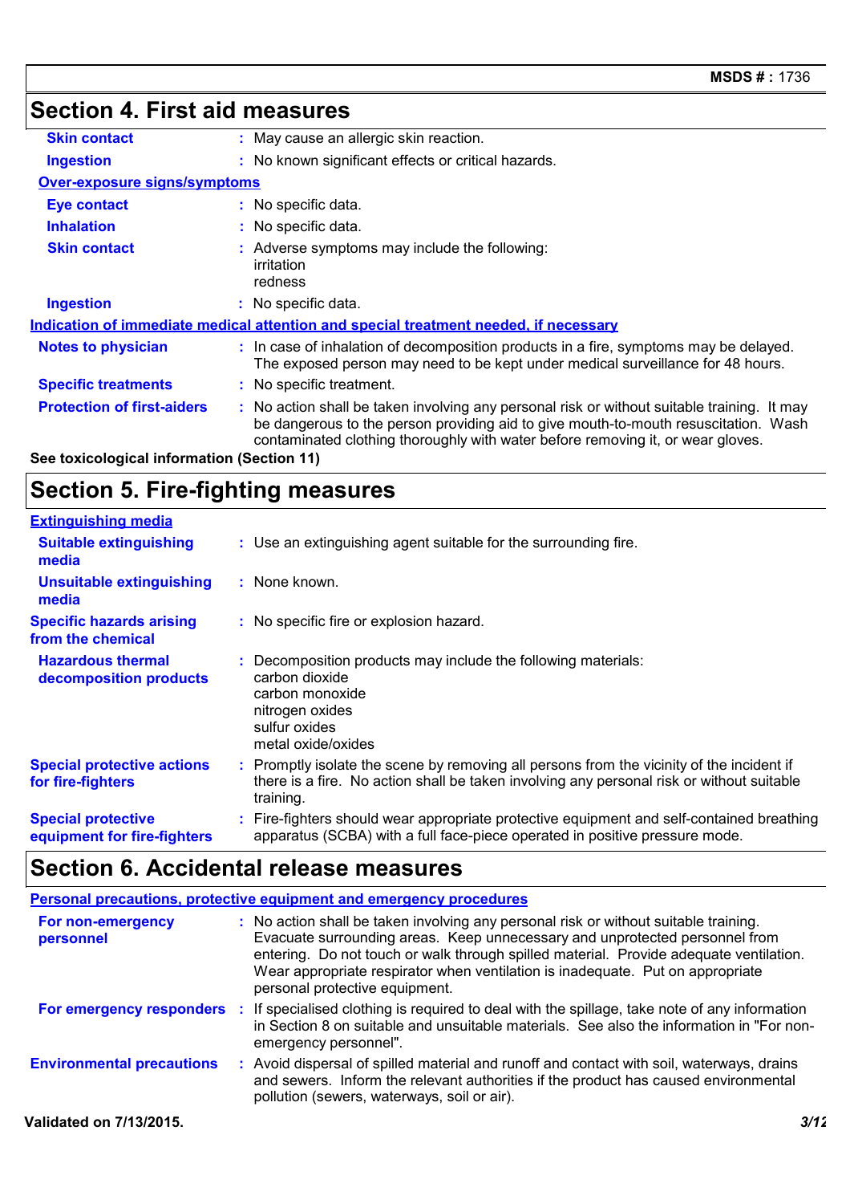## Section 4. First aid measures

**Skin contact** : May cause an allergic skin reaction.

**Ingestion** : No known significant effects or critical hazards.

**Over-exposure signs/symptoms**

**Eye contact** : No specific data.

**Inhalation** : No specific data.

**Skin contact** : Adverse symptoms may include the following:
irritation
redness

**Ingestion** : No specific data.

**Indication of immediate medical attention and special treatment needed, if necessary**

**Notes to physician** : In case of inhalation of decomposition products in a fire, symptoms may be delayed. The exposed person may need to be kept under medical surveillance for 48 hours.

**Specific treatments** : No specific treatment.

**Protection of first-aiders** : No action shall be taken involving any personal risk or without suitable training. It may be dangerous to the person providing aid to give mouth-to-mouth resuscitation. Wash contaminated clothing thoroughly with water before removing it, or wear gloves.

**See toxicological information (Section 11)**

## Section 5. Fire-fighting measures

**Extinguishing media**

**Suitable extinguishing media** : Use an extinguishing agent suitable for the surrounding fire.

**Unsuitable extinguishing media** : None known.

**Specific hazards arising from the chemical** : No specific fire or explosion hazard.

**Hazardous thermal decomposition products** : Decomposition products may include the following materials:
carbon dioxide
carbon monoxide
nitrogen oxides
sulfur oxides
metal oxide/oxides

**Special protective actions for fire-fighters** : Promptly isolate the scene by removing all persons from the vicinity of the incident if there is a fire. No action shall be taken involving any personal risk or without suitable training.

**Special protective equipment for fire-fighters** : Fire-fighters should wear appropriate protective equipment and self-contained breathing apparatus (SCBA) with a full face-piece operated in positive pressure mode.

## Section 6. Accidental release measures

**Personal precautions, protective equipment and emergency procedures**

**For non-emergency personnel** : No action shall be taken involving any personal risk or without suitable training. Evacuate surrounding areas. Keep unnecessary and unprotected personnel from entering. Do not touch or walk through spilled material. Provide adequate ventilation. Wear appropriate respirator when ventilation is inadequate. Put on appropriate personal protective equipment.

**For emergency responders** : If specialised clothing is required to deal with the spillage, take note of any information in Section 8 on suitable and unsuitable materials. See also the information in "For non-emergency personnel".

**Environmental precautions** : Avoid dispersal of spilled material and runoff and contact with soil, waterways, drains and sewers. Inform the relevant authorities if the product has caused environmental pollution (sewers, waterways, soil or air).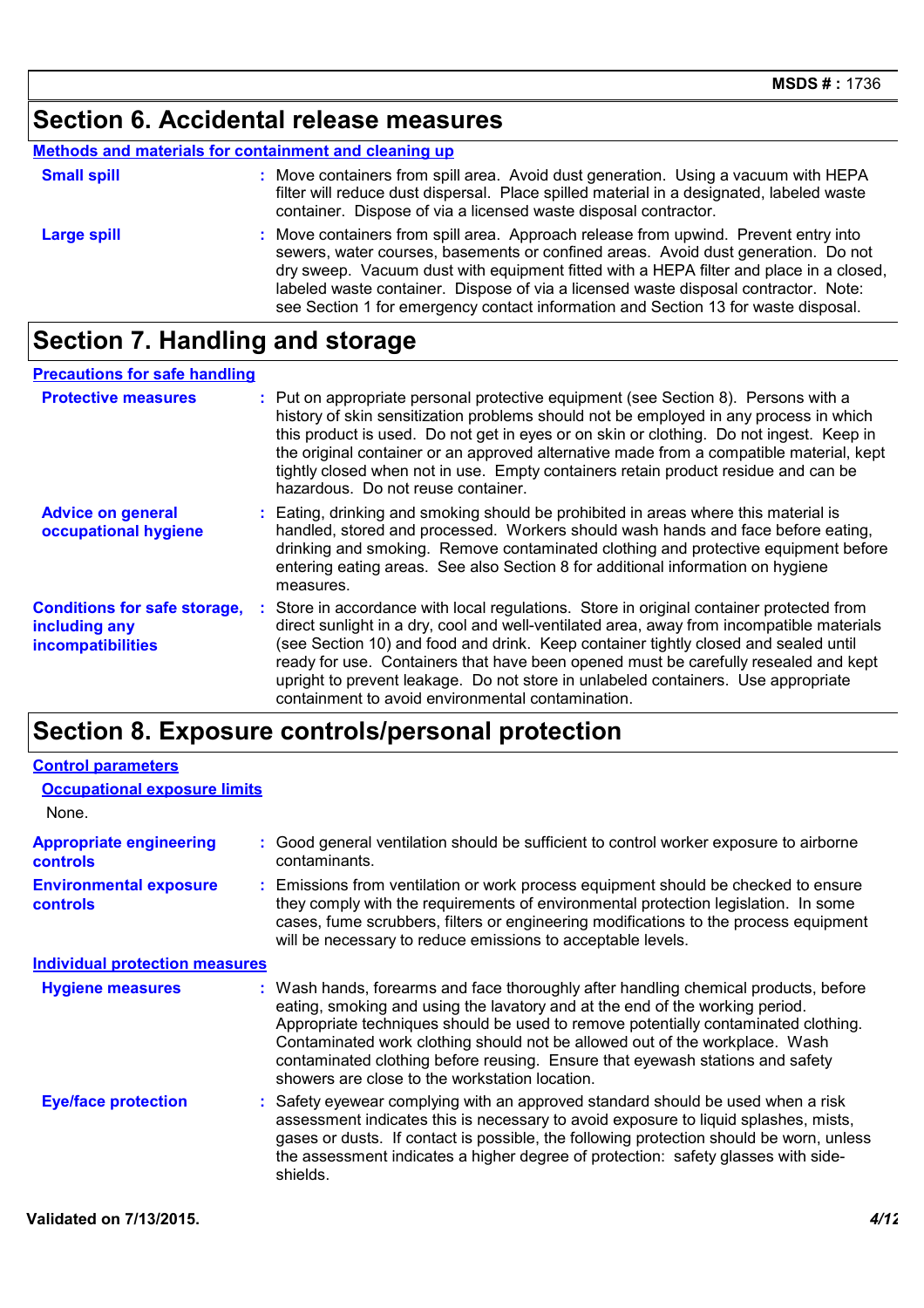## Section 6. Accidental release measures

### Methods and materials for containment and cleaning up

**Small spill** : Move containers from spill area. Avoid dust generation. Using a vacuum with HEPA filter will reduce dust dispersal. Place spilled material in a designated, labeled waste container. Dispose of via a licensed waste disposal contractor.

**Large spill** : Move containers from spill area. Approach release from upwind. Prevent entry into sewers, water courses, basements or confined areas. Avoid dust generation. Do not dry sweep. Vacuum dust with equipment fitted with a HEPA filter and place in a closed, labeled waste container. Dispose of via a licensed waste disposal contractor. Note: see Section 1 for emergency contact information and Section 13 for waste disposal.

## Section 7. Handling and storage

### Precautions for safe handling

**Protective measures** : Put on appropriate personal protective equipment (see Section 8). Persons with a history of skin sensitization problems should not be employed in any process in which this product is used. Do not get in eyes or on skin or clothing. Do not ingest. Keep in the original container or an approved alternative made from a compatible material, kept tightly closed when not in use. Empty containers retain product residue and can be hazardous. Do not reuse container.

**Advice on general occupational hygiene** : Eating, drinking and smoking should be prohibited in areas where this material is handled, stored and processed. Workers should wash hands and face before eating, drinking and smoking. Remove contaminated clothing and protective equipment before entering eating areas. See also Section 8 for additional information on hygiene measures.

**Conditions for safe storage, including any incompatibilities** : Store in accordance with local regulations. Store in original container protected from direct sunlight in a dry, cool and well-ventilated area, away from incompatible materials (see Section 10) and food and drink. Keep container tightly closed and sealed until ready for use. Containers that have been opened must be carefully resealed and kept upright to prevent leakage. Do not store in unlabeled containers. Use appropriate containment to avoid environmental contamination.

## Section 8. Exposure controls/personal protection

### Control parameters

#### Occupational exposure limits

None.

**Appropriate engineering controls** : Good general ventilation should be sufficient to control worker exposure to airborne contaminants.

**Environmental exposure controls** : Emissions from ventilation or work process equipment should be checked to ensure they comply with the requirements of environmental protection legislation. In some cases, fume scrubbers, filters or engineering modifications to the process equipment will be necessary to reduce emissions to acceptable levels.

### Individual protection measures

**Hygiene measures** : Wash hands, forearms and face thoroughly after handling chemical products, before eating, smoking and using the lavatory and at the end of the working period. Appropriate techniques should be used to remove potentially contaminated clothing. Contaminated work clothing should not be allowed out of the workplace. Wash contaminated clothing before reusing. Ensure that eyewash stations and safety showers are close to the workstation location.

**Eye/face protection** : Safety eyewear complying with an approved standard should be used when a risk assessment indicates this is necessary to avoid exposure to liquid splashes, mists, gases or dusts. If contact is possible, the following protection should be worn, unless the assessment indicates a higher degree of protection: safety glasses with side-shields.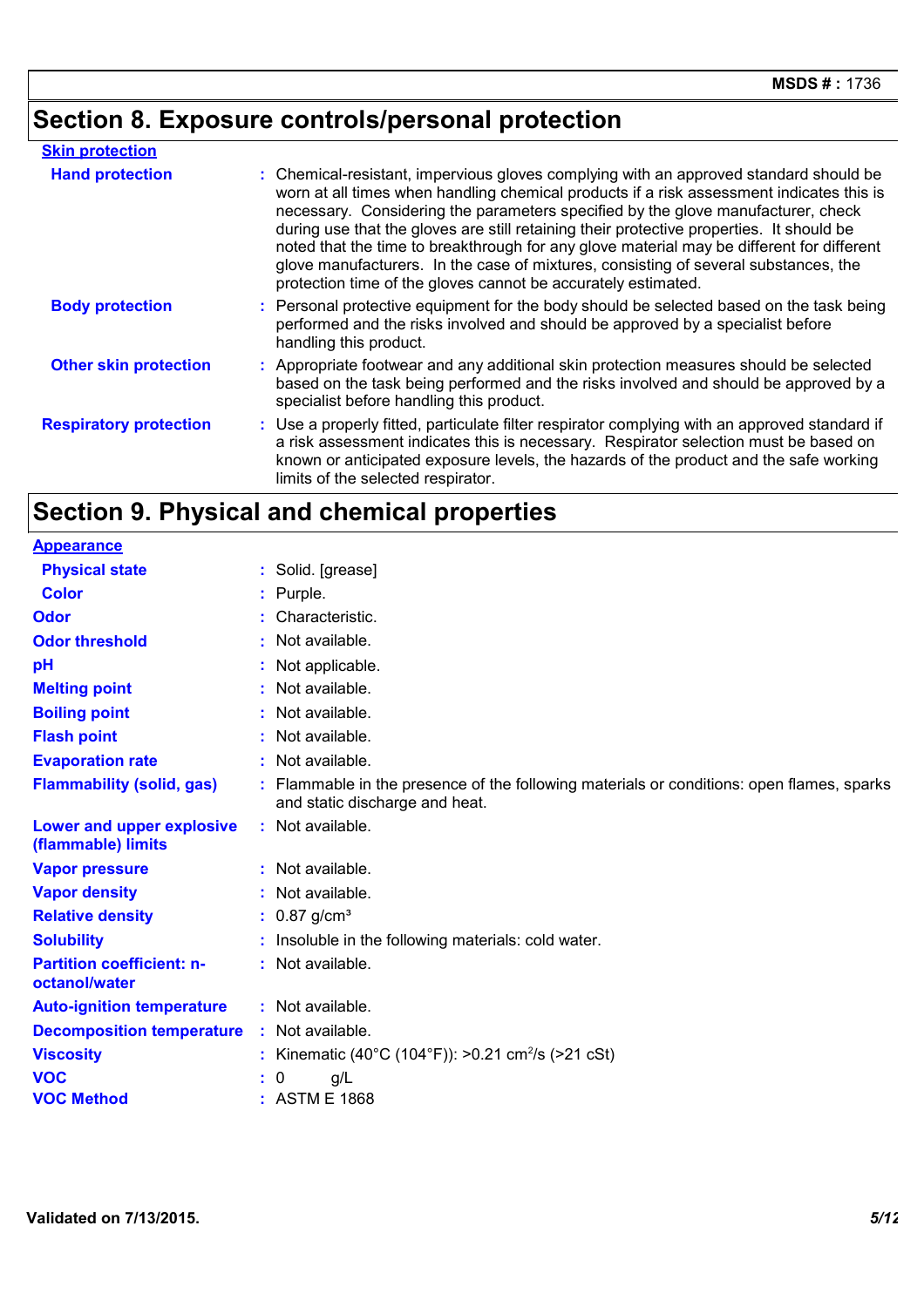## Section 8. Exposure controls/personal protection

**Skin protection**

| | |
|---|---|
| **Hand protection** | : Chemical-resistant, impervious gloves complying with an approved standard should be worn at all times when handling chemical products if a risk assessment indicates this is necessary. Considering the parameters specified by the glove manufacturer, check during use that the gloves are still retaining their protective properties. It should be noted that the time to breakthrough for any glove material may be different for different glove manufacturers. In the case of mixtures, consisting of several substances, the protection time of the gloves cannot be accurately estimated. |
| **Body protection** | : Personal protective equipment for the body should be selected based on the task being performed and the risks involved and should be approved by a specialist before handling this product. |
| **Other skin protection** | : Appropriate footwear and any additional skin protection measures should be selected based on the task being performed and the risks involved and should be approved by a specialist before handling this product. |
| **Respiratory protection** | : Use a properly fitted, particulate filter respirator complying with an approved standard if a risk assessment indicates this is necessary. Respirator selection must be based on known or anticipated exposure levels, the hazards of the product and the safe working limits of the selected respirator. |

## Section 9. Physical and chemical properties

**Appearance**

| | |
|---|---|
| **Physical state** | : Solid. [grease] |
| **Color** | : Purple. |
| **Odor** | : Characteristic. |
| **Odor threshold** | : Not available. |
| **pH** | : Not applicable. |
| **Melting point** | : Not available. |
| **Boiling point** | : Not available. |
| **Flash point** | : Not available. |
| **Evaporation rate** | : Not available. |
| **Flammability (solid, gas)** | : Flammable in the presence of the following materials or conditions: open flames, sparks and static discharge and heat. |
| **Lower and upper explosive (flammable) limits** | : Not available. |
| **Vapor pressure** | : Not available. |
| **Vapor density** | : Not available. |
| **Relative density** | : 0.87 g/cm³ |
| **Solubility** | : Insoluble in the following materials: cold water. |
| **Partition coefficient: n-octanol/water** | : Not available. |
| **Auto-ignition temperature** | : Not available. |
| **Decomposition temperature** | : Not available. |
| **Viscosity** | : Kinematic (40°C (104°F)): >0.21 $cm^2/s$ (>21 cSt) |
| **VOC** | : 0 g/L |
| **VOC Method** | : ASTM E 1868 |

Validated on 7/13/2015.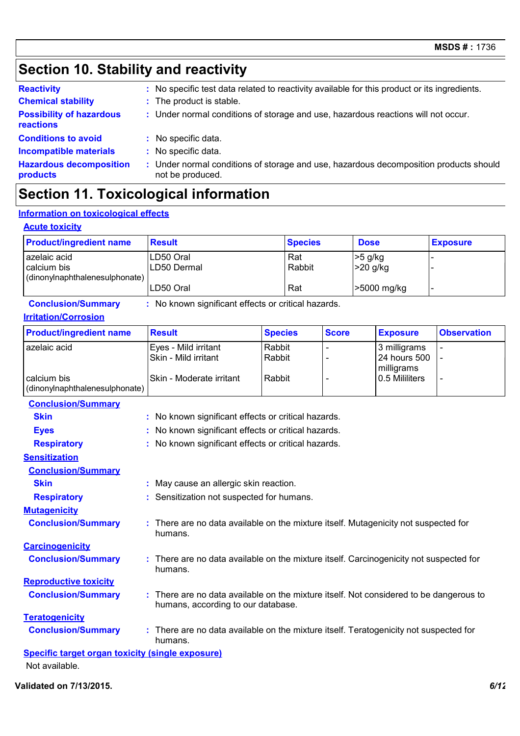## Section 10. Stability and reactivity

**Reactivity** : No specific test data related to reactivity available for this product or its ingredients.

**Chemical stability** : The product is stable.

**Possibility of hazardous reactions** : Under normal conditions of storage and use, hazardous reactions will not occur.

**Conditions to avoid** : No specific data.

**Incompatible materials** : No specific data.

**Hazardous decomposition products** : Under normal conditions of storage and use, hazardous decomposition products should not be produced.

## Section 11. Toxicological information

### Information on toxicological effects

#### Acute toxicity

| Product/ingredient name | Result | Species | Dose | Exposure |
|---|---|---|---|---|
| azelaic acid | LD50 Oral | Rat | >5 g/kg | - |
| | LD50 Dermal | Rabbit | >20 g/kg | - |
| calcium bis (dinonylnaphthalenesulphonate) | LD50 Oral | Rat | >5000 mg/kg | - |

**Conclusion/Summary** : No known significant effects or critical hazards.

#### Irritation/Corrosion

| Product/ingredient name | Result | Species | Score | Exposure | Observation |
|---|---|---|---|---|---|
| azelaic acid | Eyes - Mild irritant | Rabbit | - | 3 milligrams | - |
| | Skin - Mild irritant | Rabbit | - | 24 hours 500 milligrams | - |
| calcium bis (dinonylnaphthalenesulphonate) | Skin - Moderate irritant | Rabbit | - | 0.5 Mililiters | - |

**Conclusion/Summary**

**Skin** : No known significant effects or critical hazards.

**Eyes** : No known significant effects or critical hazards.

**Respiratory** : No known significant effects or critical hazards.

#### Sensitization

**Conclusion/Summary**

**Skin** : May cause an allergic skin reaction.

**Respiratory** : Sensitization not suspected for humans.

#### Mutagenicity

**Conclusion/Summary** : There are no data available on the mixture itself. Mutagenicity not suspected for humans.

#### Carcinogenicity

**Conclusion/Summary** : There are no data available on the mixture itself. Carcinogenicity not suspected for humans.

#### Reproductive toxicity

**Conclusion/Summary** : There are no data available on the mixture itself. Not considered to be dangerous to humans, according to our database.

#### Teratogenicity

**Conclusion/Summary** : There are no data available on the mixture itself. Teratogenicity not suspected for humans.

#### Specific target organ toxicity (single exposure)

Not available.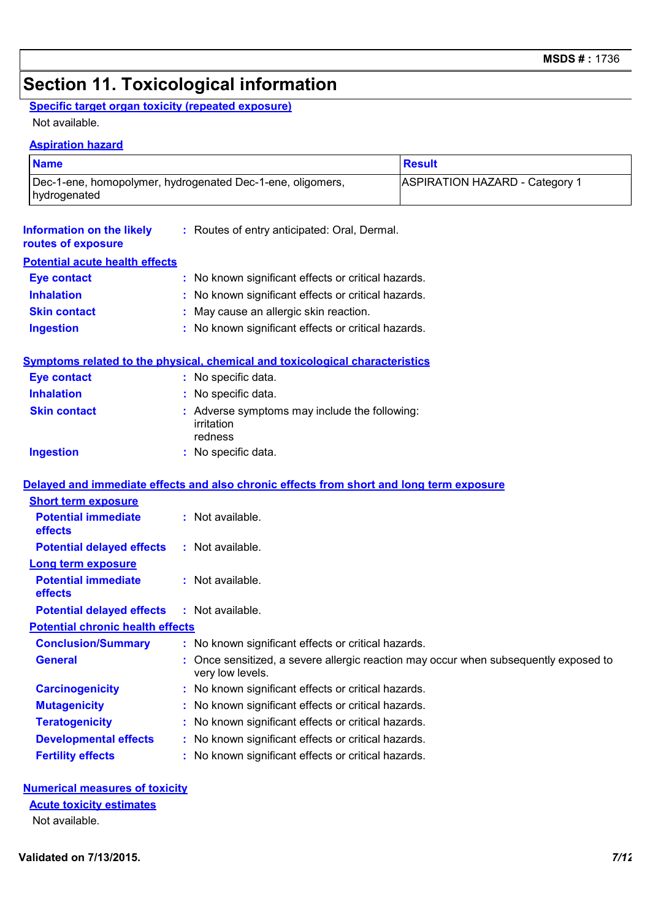# Section 11. Toxicological information

**Specific target organ toxicity (repeated exposure)**

Not available.

**Aspiration hazard**

| Name | Result |
| --- | --- |
| Dec-1-ene, homopolymer, hydrogenated Dec-1-ene, oligomers, hydrogenated | ASPIRATION HAZARD - Category 1 |

**Information on the likely routes of exposure** : Routes of entry anticipated: Oral, Dermal.

**Potential acute health effects**

**Eye contact** : No known significant effects or critical hazards.

**Inhalation** : No known significant effects or critical hazards.

**Skin contact** : May cause an allergic skin reaction.

**Ingestion** : No known significant effects or critical hazards.

**Symptoms related to the physical, chemical and toxicological characteristics**

**Eye contact** : No specific data.

**Inhalation** : No specific data.

**Skin contact** : Adverse symptoms may include the following:
irritation
redness

**Ingestion** : No specific data.

**Delayed and immediate effects and also chronic effects from short and long term exposure**

**Short term exposure**

**Potential immediate effects** : Not available.

**Potential delayed effects** : Not available.

**Long term exposure**

**Potential immediate effects** : Not available.

**Potential delayed effects** : Not available.

**Potential chronic health effects**

**Conclusion/Summary** : No known significant effects or critical hazards.

**General** : Once sensitized, a severe allergic reaction may occur when subsequently exposed to very low levels.

**Carcinogenicity** : No known significant effects or critical hazards.

**Mutagenicity** : No known significant effects or critical hazards.

**Teratogenicity** : No known significant effects or critical hazards.

**Developmental effects** : No known significant effects or critical hazards.

**Fertility effects** : No known significant effects or critical hazards.

**Numerical measures of toxicity**

**Acute toxicity estimates**

Not available.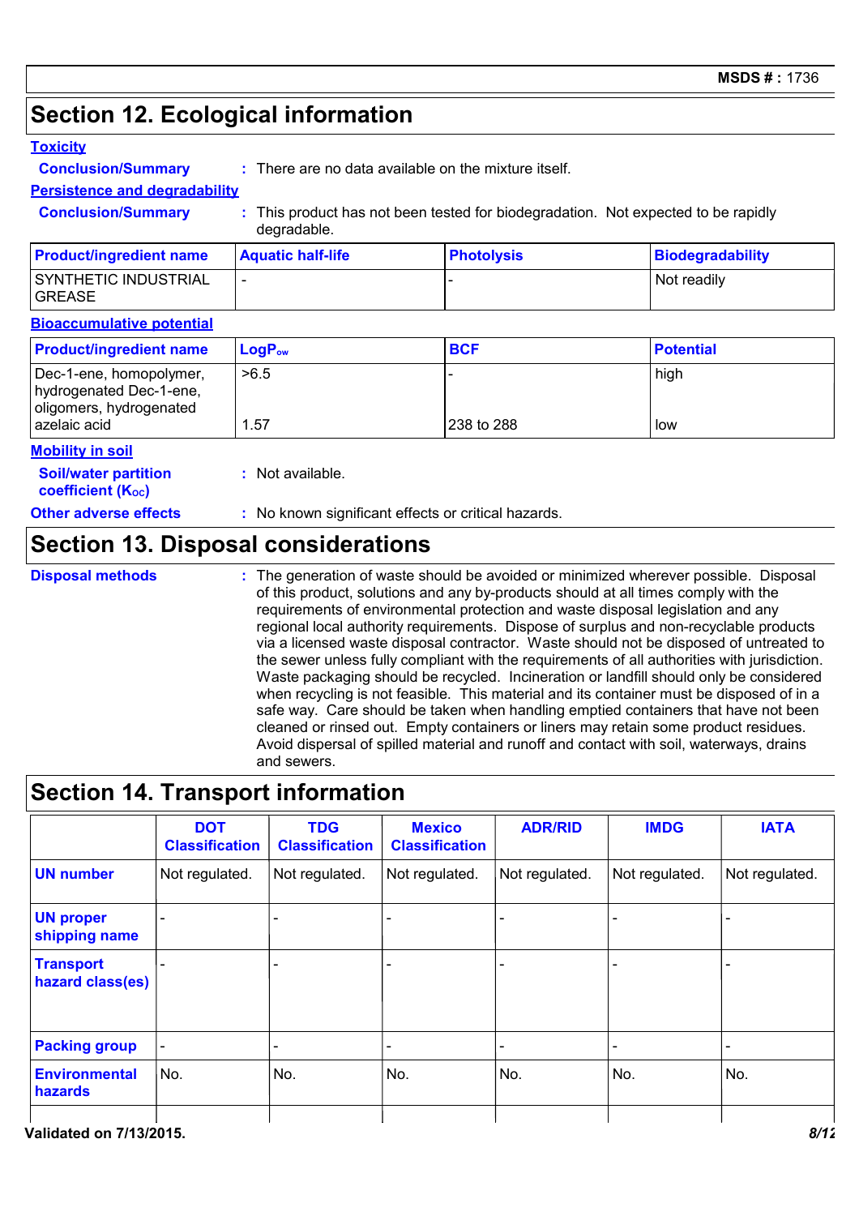## Section 12. Ecological information

### Toxicity

**Conclusion/Summary** : There are no data available on the mixture itself.

### Persistence and degradability

**Conclusion/Summary** : This product has not been tested for biodegradation. Not expected to be rapidly degradable.

| Product/ingredient name | Aquatic half-life | Photolysis | Biodegradability |
| --- | --- | --- | --- |
| SYNTHETIC INDUSTRIAL GREASE | - | - | Not readily |

### Bioaccumulative potential

| Product/ingredient name | $LogP_{ow}$ | BCF | Potential |
| --- | --- | --- | --- |
| Dec-1-ene, homopolymer, hydrogenated Dec-1-ene, oligomers, hydrogenated | >6.5 | - | high |
| azelaic acid | 1.57 | 238 to 288 | low |

### Mobility in soil

**Soil/water partition coefficient ($K_{OC}$)** : Not available.

**Other adverse effects** : No known significant effects or critical hazards.

## Section 13. Disposal considerations

**Disposal methods** : The generation of waste should be avoided or minimized wherever possible. Disposal of this product, solutions and any by-products should at all times comply with the requirements of environmental protection and waste disposal legislation and any regional local authority requirements. Dispose of surplus and non-recyclable products via a licensed waste disposal contractor. Waste should not be disposed of untreated to the sewer unless fully compliant with the requirements of all authorities with jurisdiction. Waste packaging should be recycled. Incineration or landfill should only be considered when recycling is not feasible. This material and its container must be disposed of in a safe way. Care should be taken when handling emptied containers that have not been cleaned or rinsed out. Empty containers or liners may retain some product residues. Avoid dispersal of spilled material and runoff and contact with soil, waterways, drains and sewers.

## Section 14. Transport information

| | DOT Classification | TDG Classification | Mexico Classification | ADR/RID | IMDG | IATA |
| --- | --- | --- | --- | --- | --- | --- |
| UN number | Not regulated. | Not regulated. | Not regulated. | Not regulated. | Not regulated. | Not regulated. |
| UN proper shipping name | - | - | - | - | - | - |
| Transport hazard class(es) | - | - | - | - | - | - |
| Packing group | - | - | - | - | - | - |
| Environmental hazards | No. | No. | No. | No. | No. | No. |

Validated on 7/13/2015.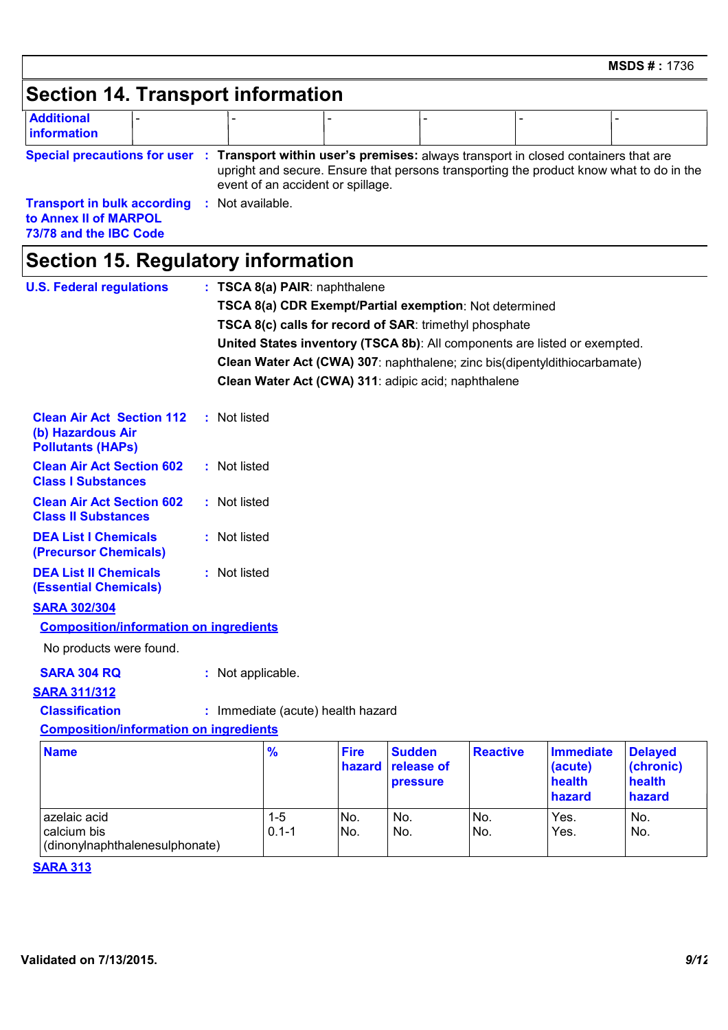## Section 14. Transport information

| Additional information | - | - | - | - | - | - |
|---|---|---|---|---|---|---|

**Special precautions for user** : **Transport within user's premises:** always transport in closed containers that are upright and secure. Ensure that persons transporting the product know what to do in the event of an accident or spillage.

**Transport in bulk according to Annex II of MARPOL 73/78 and the IBC Code** : Not available.

## Section 15. Regulatory information

**U.S. Federal regulations** : **TSCA 8(a) PAIR**: naphthalene

**TSCA 8(a) CDR Exempt/Partial exemption**: Not determined

**TSCA 8(c) calls for record of SAR**: trimethyl phosphate

**United States inventory (TSCA 8b)**: All components are listed or exempted.

**Clean Water Act (CWA) 307**: naphthalene; zinc bis(dipentyldithiocarbamate)

**Clean Water Act (CWA) 311**: adipic acid; naphthalene

**Clean Air Act Section 112 (b) Hazardous Air Pollutants (HAPs)** : Not listed

**Clean Air Act Section 602 Class I Substances** : Not listed

**Clean Air Act Section 602 Class II Substances** : Not listed

**DEA List I Chemicals (Precursor Chemicals)** : Not listed

**DEA List II Chemicals (Essential Chemicals)** : Not listed

**SARA 302/304**

**Composition/information on ingredients**

No products were found.

**SARA 304 RQ** : Not applicable.

**SARA 311/312**

**Classification** : Immediate (acute) health hazard

**Composition/information on ingredients**

| Name | % | Fire hazard | Sudden release of pressure | Reactive | Immediate (acute) health hazard | Delayed (chronic) health hazard |
|---|---|---|---|---|---|---|
| azelaic acid | 1-5 | No. | No. | No. | Yes. | No. |
| calcium bis (dinonylnaphthalenesulphonate) | 0.1-1 | No. | No. | No. | Yes. | No. |

**SARA 313**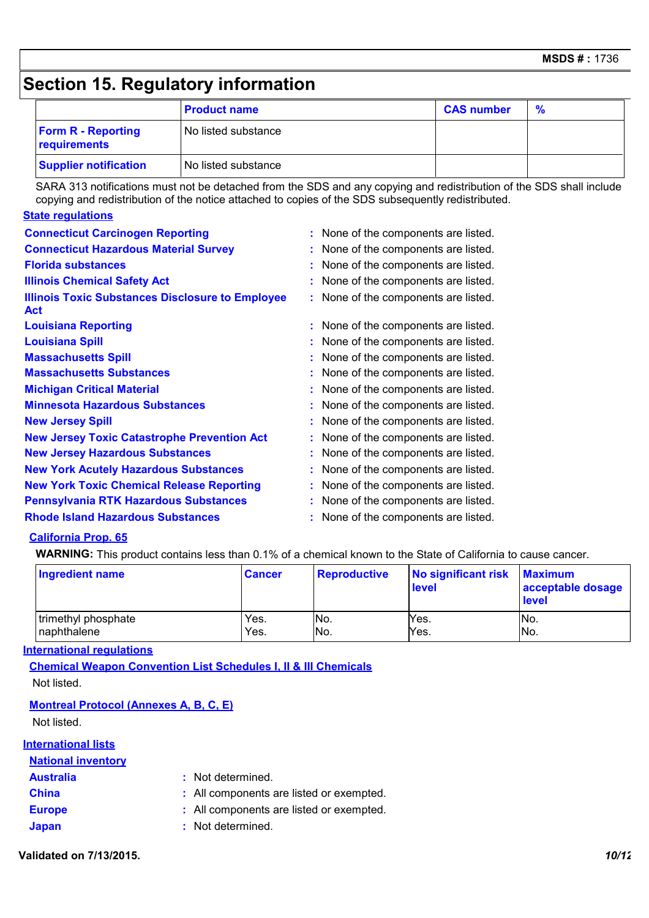## Section 15. Regulatory information

| | Product name | CAS number | % |
|---|---|---|---|
| **Form R - Reporting requirements** | No listed substance | | |
| **Supplier notification** | No listed substance | | |

SARA 313 notifications must not be detached from the SDS and any copying and redistribution of the SDS shall include copying and redistribution of the notice attached to copies of the SDS subsequently redistributed.

### State regulations

**Connecticut Carcinogen Reporting** : None of the components are listed.
**Connecticut Hazardous Material Survey** : None of the components are listed.
**Florida substances** : None of the components are listed.
**Illinois Chemical Safety Act** : None of the components are listed.
**Illinois Toxic Substances Disclosure to Employee Act** : None of the components are listed.
**Louisiana Reporting** : None of the components are listed.
**Louisiana Spill** : None of the components are listed.
**Massachusetts Spill** : None of the components are listed.
**Massachusetts Substances** : None of the components are listed.
**Michigan Critical Material** : None of the components are listed.
**Minnesota Hazardous Substances** : None of the components are listed.
**New Jersey Spill** : None of the components are listed.
**New Jersey Toxic Catastrophe Prevention Act** : None of the components are listed.
**New Jersey Hazardous Substances** : None of the components are listed.
**New York Acutely Hazardous Substances** : None of the components are listed.
**New York Toxic Chemical Release Reporting** : None of the components are listed.
**Pennsylvania RTK Hazardous Substances** : None of the components are listed.
**Rhode Island Hazardous Substances** : None of the components are listed.

### California Prop. 65

**WARNING:** This product contains less than 0.1% of a chemical known to the State of California to cause cancer.

| Ingredient name | Cancer | Reproductive | No significant risk level | Maximum acceptable dosage level |
|---|---|---|---|---|
| trimethyl phosphate | Yes. | No. | Yes. | No. |
| naphthalene | Yes. | No. | Yes. | No. |

### International regulations

**Chemical Weapon Convention List Schedules I, II & III Chemicals**

Not listed.

**Montreal Protocol (Annexes A, B, C, E)**

Not listed.

### International lists

**National inventory**

**Australia** : Not determined.
**China** : All components are listed or exempted.
**Europe** : All components are listed or exempted.
**Japan** : Not determined.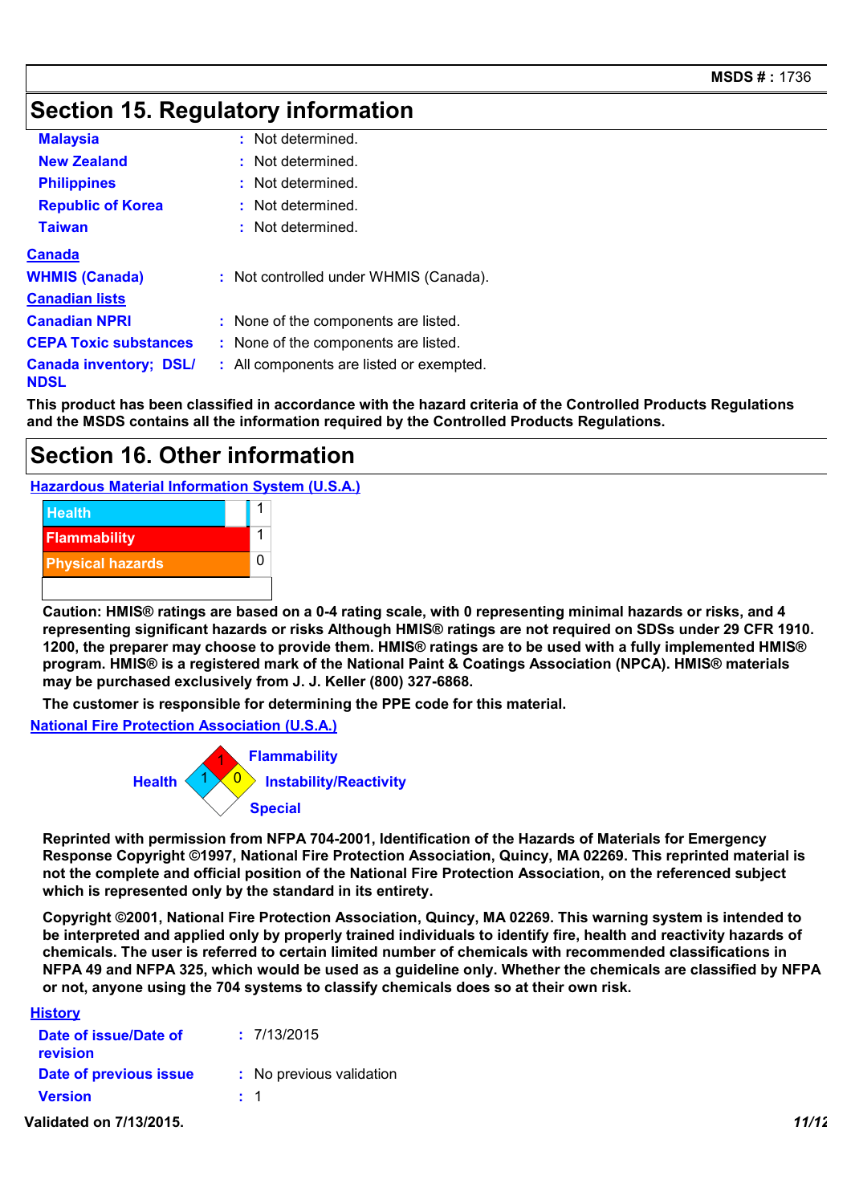## Section 15. Regulatory information

| | | |
|---|---|---|
| **Malaysia** | : | Not determined. |
| **New Zealand** | : | Not determined. |
| **Philippines** | : | Not determined. |
| **Republic of Korea** | : | Not determined. |
| **Taiwan** | : | Not determined. |

**Canada**

**WHMIS (Canada)** : Not controlled under WHMIS (Canada).

**Canadian lists**

| | | |
|---|---|---|
| **Canadian NPRI** | : | None of the components are listed. |
| **CEPA Toxic substances** | : | None of the components are listed. |
| **Canada inventory; DSL/ NDSL** | : | All components are listed or exempted. |

**This product has been classified in accordance with the hazard criteria of the Controlled Products Regulations and the MSDS contains all the information required by the Controlled Products Regulations.**

## Section 16. Other information

**Hazardous Material Information System (U.S.A.)**

| | |
|---|---|
| Health | 1 |
| Flammability | 1 |
| Physical hazards | 0 |

**Caution: HMIS® ratings are based on a 0-4 rating scale, with 0 representing minimal hazards or risks, and 4 representing significant hazards or risks Although HMIS® ratings are not required on SDSs under 29 CFR 1910. 1200, the preparer may choose to provide them. HMIS® ratings are to be used with a fully implemented HMIS® program. HMIS® is a registered mark of the National Paint & Coatings Association (NPCA). HMIS® materials may be purchased exclusively from J. J. Keller (800) 327-6868.**

**The customer is responsible for determining the PPE code for this material.**

**National Fire Protection Association (U.S.A.)**

| | |
|---|---|
| Health | 1 |
| Flammability | 1 |
| Instability/Reactivity | 0 |
| Special | |

**Reprinted with permission from NFPA 704-2001, Identification of the Hazards of Materials for Emergency Response Copyright ©1997, National Fire Protection Association, Quincy, MA 02269. This reprinted material is not the complete and official position of the National Fire Protection Association, on the referenced subject which is represented only by the standard in its entirety.**

**Copyright ©2001, National Fire Protection Association, Quincy, MA 02269. This warning system is intended to be interpreted and applied only by properly trained individuals to identify fire, health and reactivity hazards of chemicals. The user is referred to certain limited number of chemicals with recommended classifications in NFPA 49 and NFPA 325, which would be used as a guideline only. Whether the chemicals are classified by NFPA or not, anyone using the 704 systems to classify chemicals does so at their own risk.**

**History**

| | | |
|---|---|---|
| **Date of issue/Date of revision** | : | 7/13/2015 |
| **Date of previous issue** | : | No previous validation |
| **Version** | : | 1 |

**Validated on 7/13/2015.**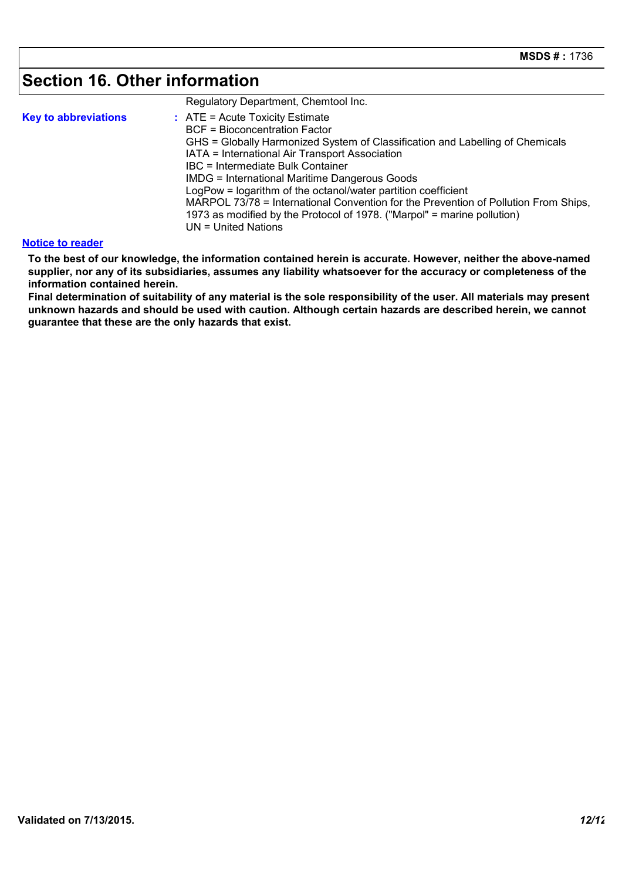## Section 16. Other information

Regulatory Department, Chemtool Inc.

**Key to abbreviations** : ATE = Acute Toxicity Estimate
BCF = Bioconcentration Factor
GHS = Globally Harmonized System of Classification and Labelling of Chemicals
IATA = International Air Transport Association
IBC = Intermediate Bulk Container
IMDG = International Maritime Dangerous Goods
LogPow = logarithm of the octanol/water partition coefficient
MARPOL 73/78 = International Convention for the Prevention of Pollution From Ships, 1973 as modified by the Protocol of 1978. ("Marpol" = marine pollution)
UN = United Nations

**Notice to reader**

**To the best of our knowledge, the information contained herein is accurate. However, neither the above-named supplier, nor any of its subsidiaries, assumes any liability whatsoever for the accuracy or completeness of the information contained herein.**
**Final determination of suitability of any material is the sole responsibility of the user. All materials may present unknown hazards and should be used with caution. Although certain hazards are described herein, we cannot guarantee that these are the only hazards that exist.**

**Validated on 7/13/2015.**